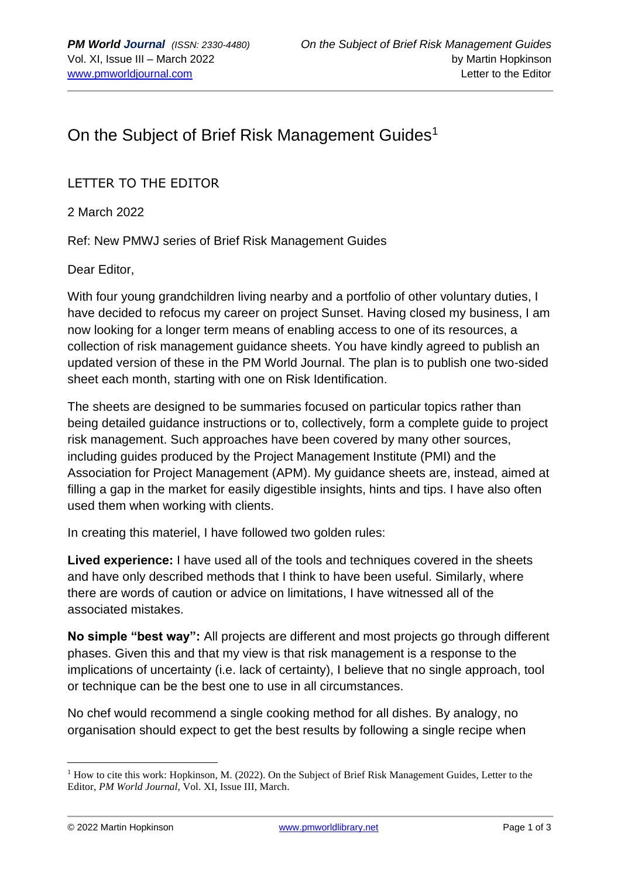# On the Subject of Brief Risk Management Guides[1]

LETTER TO THE EDITOR

2 March 2022

Ref: New PMWJ series of Brief Risk Management Guides

Dear Editor,

With four young grandchildren living nearby and a portfolio of other voluntary duties, I have decided to refocus my career on project Sunset. Having closed my business, I am now looking for a longer term means of enabling access to one of its resources, a collection of risk management guidance sheets. You have kindly agreed to publish an updated version of these in the PM World Journal. The plan is to publish one two-sided sheet each month, starting with one on Risk Identification.

The sheets are designed to be summaries focused on particular topics rather than being detailed guidance instructions or to, collectively, form a complete guide to project risk management. Such approaches have been covered by many other sources, including guides produced by the Project Management Institute (PMI) and the Association for Project Management (APM). My guidance sheets are, instead, aimed at filling a gap in the market for easily digestible insights, hints and tips. I have also often used them when working with clients.

In creating this materiel, I have followed two golden rules:

**Lived experience:** I have used all of the tools and techniques covered in the sheets and have only described methods that I think to have been useful. Similarly, where there are words of caution or advice on limitations, I have witnessed all of the associated mistakes.

**No simple "best way":** All projects are different and most projects go through different phases. Given this and that my view is that risk management is a response to the implications of uncertainty (i.e. lack of certainty), I believe that no single approach, tool or technique can be the best one to use in all circumstances.

No chef would recommend a single cooking method for all dishes. By analogy, no organisation should expect to get the best results by following a single recipe when

---

[1] How to cite this work: Hopkinson, M. (2022). On the Subject of Brief Risk Management Guides, Letter to the Editor, *PM World Journal*, Vol. XI, Issue III, March.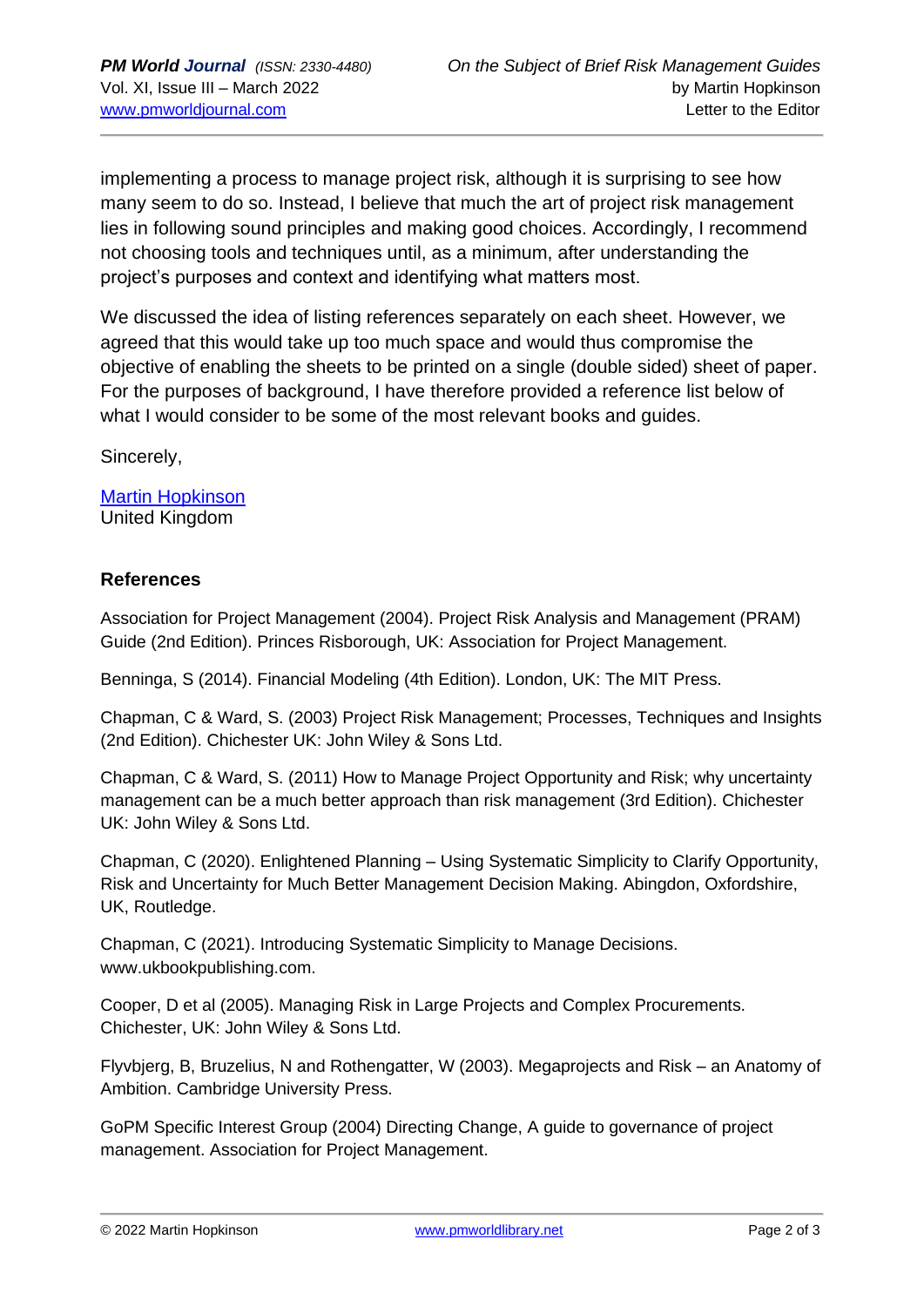implementing a process to manage project risk, although it is surprising to see how many seem to do so. Instead, I believe that much the art of project risk management lies in following sound principles and making good choices. Accordingly, I recommend not choosing tools and techniques until, as a minimum, after understanding the project's purposes and context and identifying what matters most.

We discussed the idea of listing references separately on each sheet. However, we agreed that this would take up too much space and would thus compromise the objective of enabling the sheets to be printed on a single (double sided) sheet of paper. For the purposes of background, I have therefore provided a reference list below of what I would consider to be some of the most relevant books and guides.

Sincerely,

Martin Hopkinson
United Kingdom

## References

Association for Project Management (2004). Project Risk Analysis and Management (PRAM) Guide (2nd Edition). Princes Risborough, UK: Association for Project Management.

Benninga, S (2014). Financial Modeling (4th Edition). London, UK: The MIT Press.

Chapman, C & Ward, S. (2003) Project Risk Management; Processes, Techniques and Insights (2nd Edition). Chichester UK: John Wiley & Sons Ltd.

Chapman, C & Ward, S. (2011) How to Manage Project Opportunity and Risk; why uncertainty management can be a much better approach than risk management (3rd Edition). Chichester UK: John Wiley & Sons Ltd.

Chapman, C (2020). Enlightened Planning – Using Systematic Simplicity to Clarify Opportunity, Risk and Uncertainty for Much Better Management Decision Making. Abingdon, Oxfordshire, UK, Routledge.

Chapman, C (2021). Introducing Systematic Simplicity to Manage Decisions. www.ukbookpublishing.com.

Cooper, D et al (2005). Managing Risk in Large Projects and Complex Procurements. Chichester, UK: John Wiley & Sons Ltd.

Flyvbjerg, B, Bruzelius, N and Rothengatter, W (2003). Megaprojects and Risk – an Anatomy of Ambition. Cambridge University Press.

GoPM Specific Interest Group (2004) Directing Change, A guide to governance of project management. Association for Project Management.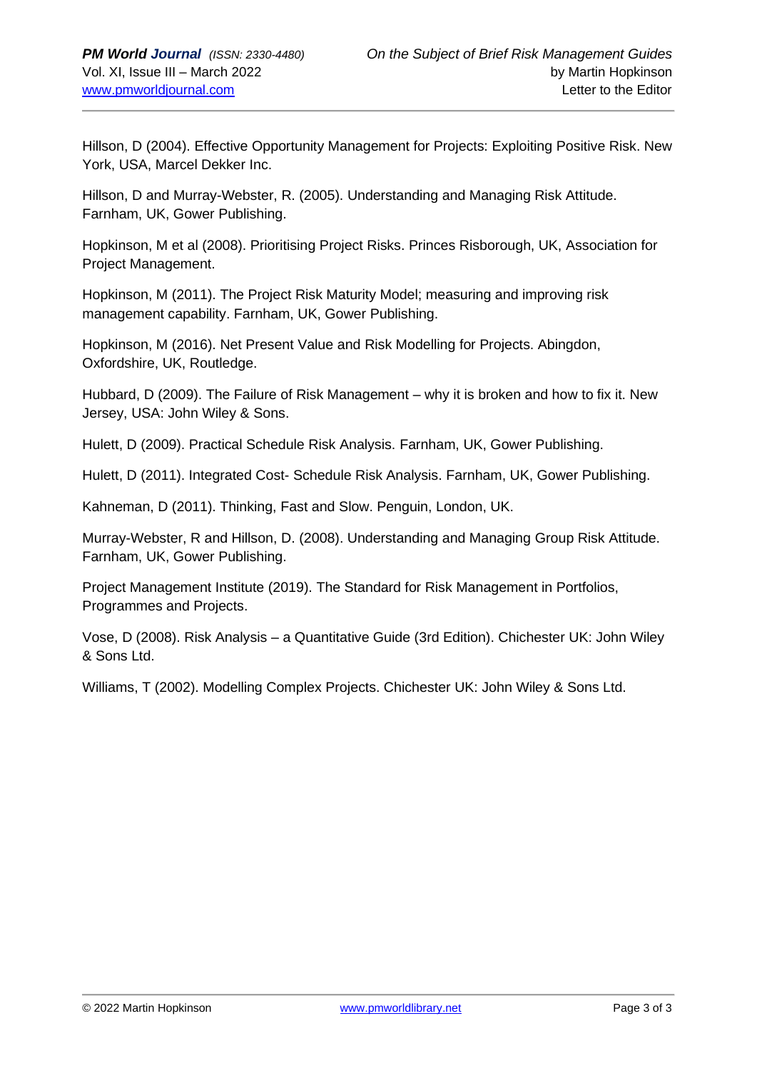Hillson, D (2004). Effective Opportunity Management for Projects: Exploiting Positive Risk. New York, USA, Marcel Dekker Inc.

Hillson, D and Murray-Webster, R. (2005). Understanding and Managing Risk Attitude. Farnham, UK, Gower Publishing.

Hopkinson, M et al (2008). Prioritising Project Risks. Princes Risborough, UK, Association for Project Management.

Hopkinson, M (2011). The Project Risk Maturity Model; measuring and improving risk management capability. Farnham, UK, Gower Publishing.

Hopkinson, M (2016). Net Present Value and Risk Modelling for Projects. Abingdon, Oxfordshire, UK, Routledge.

Hubbard, D (2009). The Failure of Risk Management – why it is broken and how to fix it. New Jersey, USA: John Wiley & Sons.

Hulett, D (2009). Practical Schedule Risk Analysis. Farnham, UK, Gower Publishing.

Hulett, D (2011). Integrated Cost- Schedule Risk Analysis. Farnham, UK, Gower Publishing.

Kahneman, D (2011). Thinking, Fast and Slow. Penguin, London, UK.

Murray-Webster, R and Hillson, D. (2008). Understanding and Managing Group Risk Attitude. Farnham, UK, Gower Publishing.

Project Management Institute (2019). The Standard for Risk Management in Portfolios, Programmes and Projects.

Vose, D (2008). Risk Analysis – a Quantitative Guide (3rd Edition). Chichester UK: John Wiley & Sons Ltd.

Williams, T (2002). Modelling Complex Projects. Chichester UK: John Wiley & Sons Ltd.